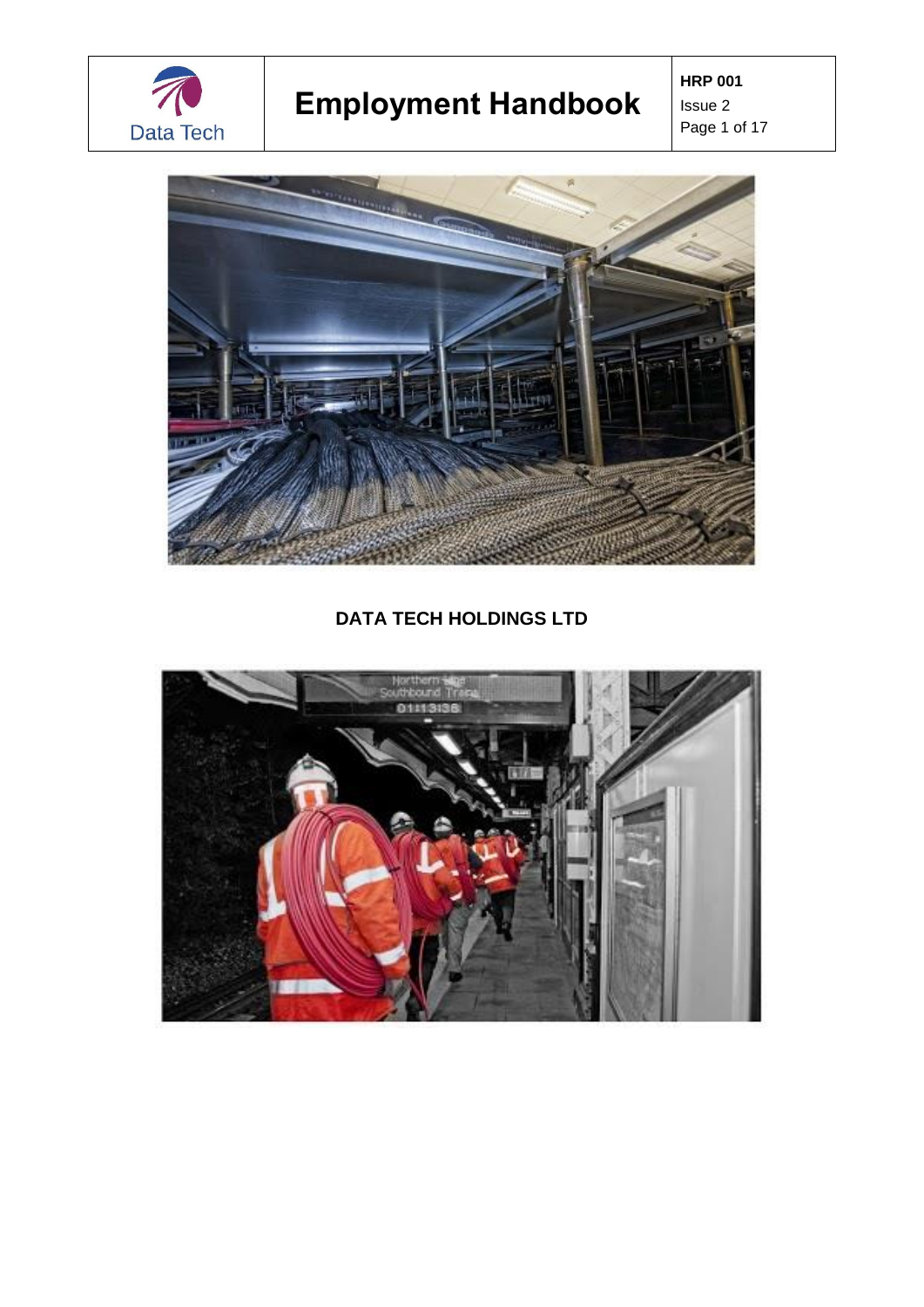# Employment Handbook

**HRP 001**
Issue 2

**DATA TECH HOLDINGS LTD**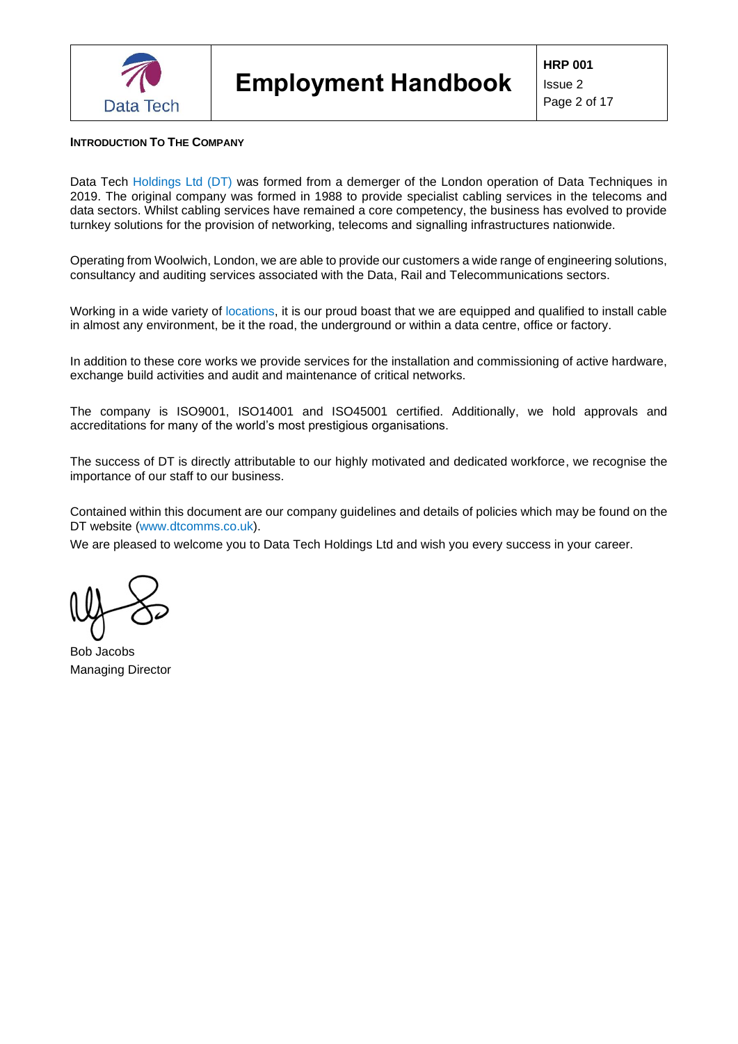## Introduction To The Company

Data Tech Holdings Ltd (DT) was formed from a demerger of the London operation of Data Techniques in 2019. The original company was formed in 1988 to provide specialist cabling services in the telecoms and data sectors. Whilst cabling services have remained a core competency, the business has evolved to provide turnkey solutions for the provision of networking, telecoms and signalling infrastructures nationwide.

Operating from Woolwich, London, we are able to provide our customers a wide range of engineering solutions, consultancy and auditing services associated with the Data, Rail and Telecommunications sectors.

Working in a wide variety of locations, it is our proud boast that we are equipped and qualified to install cable in almost any environment, be it the road, the underground or within a data centre, office or factory.

In addition to these core works we provide services for the installation and commissioning of active hardware, exchange build activities and audit and maintenance of critical networks.

The company is ISO9001, ISO14001 and ISO45001 certified. Additionally, we hold approvals and accreditations for many of the world's most prestigious organisations.

The success of DT is directly attributable to our highly motivated and dedicated workforce, we recognise the importance of our staff to our business.

Contained within this document are our company guidelines and details of policies which may be found on the DT website (www.dtcomms.co.uk).

We are pleased to welcome you to Data Tech Holdings Ltd and wish you every success in your career.

Bob Jacobs
Managing Director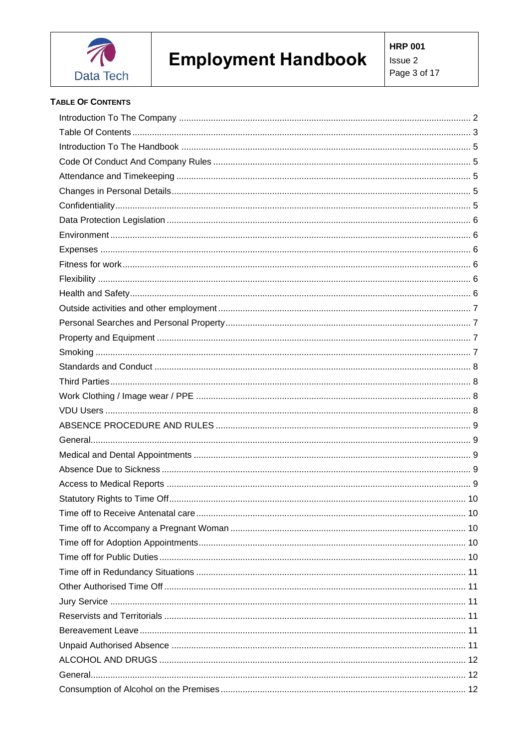## TABLE OF CONTENTS

| | |
|---|---|
| Introduction To The Company | 2 |
| Table Of Contents | 3 |
| Introduction To The Handbook | 5 |
| Code Of Conduct And Company Rules | 5 |
| Attendance and Timekeeping | 5 |
| Changes in Personal Details | 5 |
| Confidentiality | 5 |
| Data Protection Legislation | 6 |
| Environment | 6 |
| Expenses | 6 |
| Fitness for work | 6 |
| Flexibility | 6 |
| Health and Safety | 6 |
| Outside activities and other employment | 7 |
| Personal Searches and Personal Property | 7 |
| Property and Equipment | 7 |
| Smoking | 7 |
| Standards and Conduct | 8 |
| Third Parties | 8 |
| Work Clothing / Image wear / PPE | 8 |
| VDU Users | 8 |
| ABSENCE PROCEDURE AND RULES | 9 |
| General | 9 |
| Medical and Dental Appointments | 9 |
| Absence Due to Sickness | 9 |
| Access to Medical Reports | 9 |
| Statutory Rights to Time Off | 10 |
| Time off to Receive Antenatal care | 10 |
| Time off to Accompany a Pregnant Woman | 10 |
| Time off for Adoption Appointments | 10 |
| Time off for Public Duties | 10 |
| Time off in Redundancy Situations | 11 |
| Other Authorised Time Off | 11 |
| Jury Service | 11 |
| Reservists and Territorials | 11 |
| Bereavement Leave | 11 |
| Unpaid Authorised Absence | 11 |
| ALCOHOL AND DRUGS | 12 |
| General | 12 |
| Consumption of Alcohol on the Premises | 12 |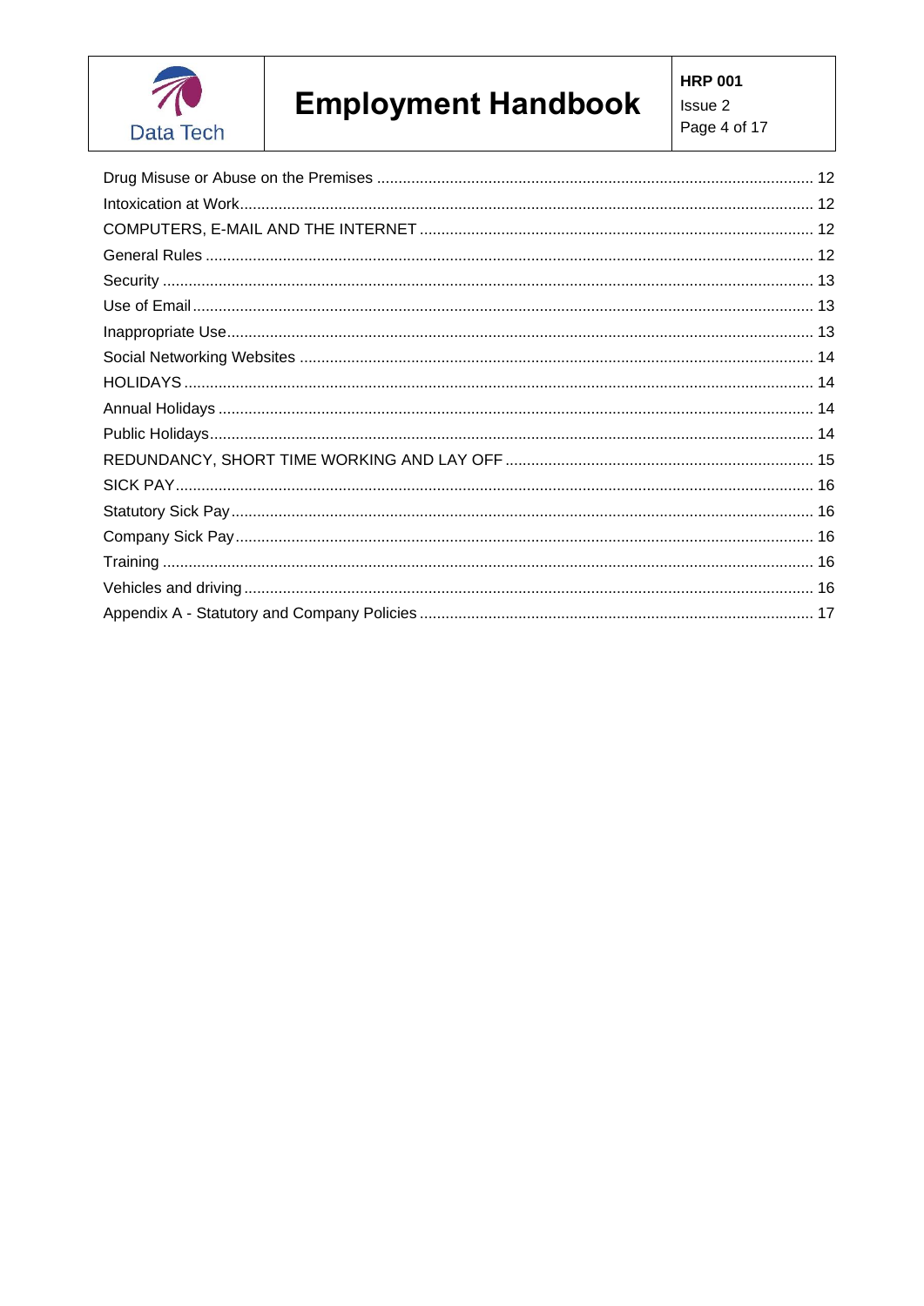Drug Misuse or Abuse on the Premises ..... 12
Intoxication at Work ..... 12
COMPUTERS, E-MAIL AND THE INTERNET ..... 12
General Rules ..... 12
Security ..... 13
Use of Email ..... 13
Inappropriate Use ..... 13
Social Networking Websites ..... 14
HOLIDAYS ..... 14
Annual Holidays ..... 14
Public Holidays ..... 14
REDUNDANCY, SHORT TIME WORKING AND LAY OFF ..... 15
SICK PAY ..... 16
Statutory Sick Pay ..... 16
Company Sick Pay ..... 16
Training ..... 16
Vehicles and driving ..... 16
Appendix A - Statutory and Company Policies ..... 17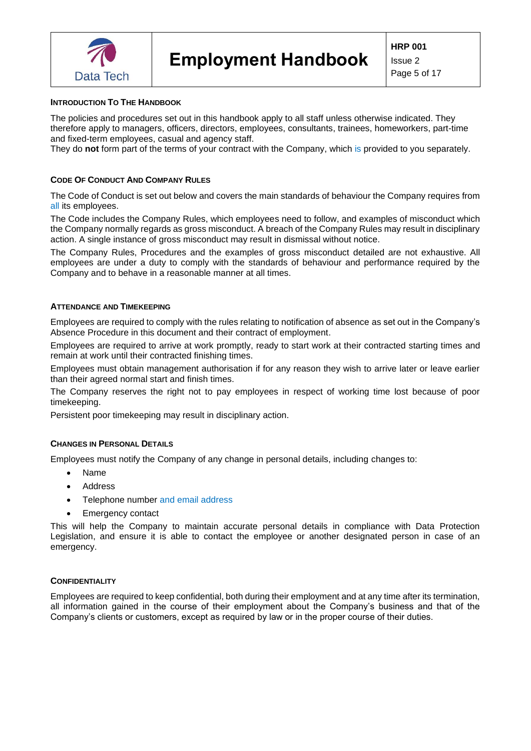## Introduction To The Handbook

The policies and procedures set out in this handbook apply to all staff unless otherwise indicated. They therefore apply to managers, officers, directors, employees, consultants, trainees, homeworkers, part-time and fixed-term employees, casual and agency staff.
They do **not** form part of the terms of your contract with the Company, which is provided to you separately.

## Code Of Conduct And Company Rules

The Code of Conduct is set out below and covers the main standards of behaviour the Company requires from all its employees.

The Code includes the Company Rules, which employees need to follow, and examples of misconduct which the Company normally regards as gross misconduct. A breach of the Company Rules may result in disciplinary action. A single instance of gross misconduct may result in dismissal without notice.

The Company Rules, Procedures and the examples of gross misconduct detailed are not exhaustive. All employees are under a duty to comply with the standards of behaviour and performance required by the Company and to behave in a reasonable manner at all times.

## Attendance and Timekeeping

Employees are required to comply with the rules relating to notification of absence as set out in the Company's Absence Procedure in this document and their contract of employment.

Employees are required to arrive at work promptly, ready to start work at their contracted starting times and remain at work until their contracted finishing times.

Employees must obtain management authorisation if for any reason they wish to arrive later or leave earlier than their agreed normal start and finish times.

The Company reserves the right not to pay employees in respect of working time lost because of poor timekeeping.

Persistent poor timekeeping may result in disciplinary action.

## Changes in Personal Details

Employees must notify the Company of any change in personal details, including changes to:

- Name
- Address
- Telephone number and email address
- Emergency contact

This will help the Company to maintain accurate personal details in compliance with Data Protection Legislation, and ensure it is able to contact the employee or another designated person in case of an emergency.

## Confidentiality

Employees are required to keep confidential, both during their employment and at any time after its termination, all information gained in the course of their employment about the Company's business and that of the Company's clients or customers, except as required by law or in the proper course of their duties.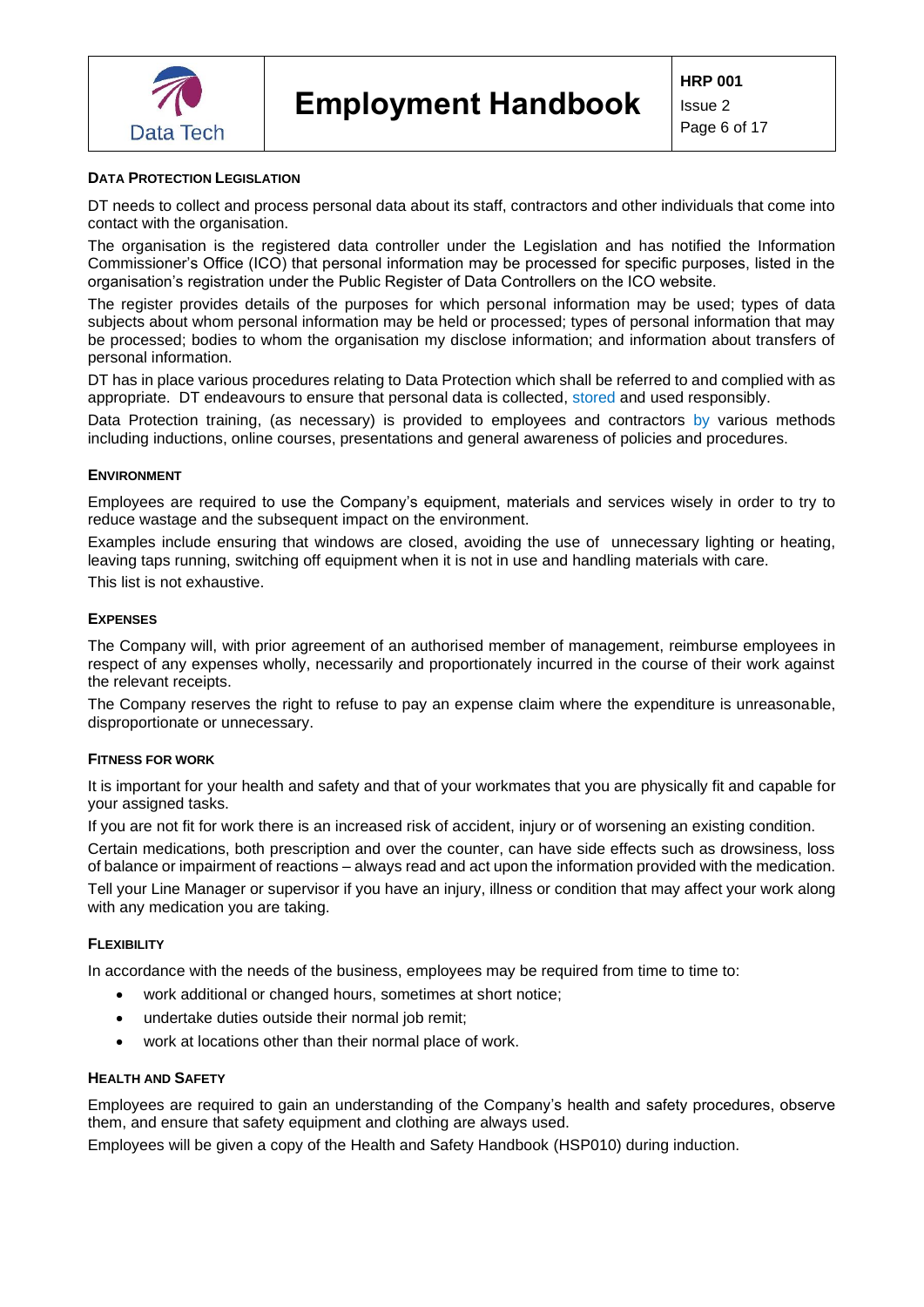## DATA PROTECTION LEGISLATION

DT needs to collect and process personal data about its staff, contractors and other individuals that come into contact with the organisation.

The organisation is the registered data controller under the Legislation and has notified the Information Commissioner's Office (ICO) that personal information may be processed for specific purposes, listed in the organisation's registration under the Public Register of Data Controllers on the ICO website.

The register provides details of the purposes for which personal information may be used; types of data subjects about whom personal information may be held or processed; types of personal information that may be processed; bodies to whom the organisation my disclose information; and information about transfers of personal information.

DT has in place various procedures relating to Data Protection which shall be referred to and complied with as appropriate. DT endeavours to ensure that personal data is collected, stored and used responsibly.

Data Protection training, (as necessary) is provided to employees and contractors by various methods including inductions, online courses, presentations and general awareness of policies and procedures.

## ENVIRONMENT

Employees are required to use the Company's equipment, materials and services wisely in order to try to reduce wastage and the subsequent impact on the environment.

Examples include ensuring that windows are closed, avoiding the use of unnecessary lighting or heating, leaving taps running, switching off equipment when it is not in use and handling materials with care.

This list is not exhaustive.

## EXPENSES

The Company will, with prior agreement of an authorised member of management, reimburse employees in respect of any expenses wholly, necessarily and proportionately incurred in the course of their work against the relevant receipts.

The Company reserves the right to refuse to pay an expense claim where the expenditure is unreasonable, disproportionate or unnecessary.

## FITNESS FOR WORK

It is important for your health and safety and that of your workmates that you are physically fit and capable for your assigned tasks.

If you are not fit for work there is an increased risk of accident, injury or of worsening an existing condition.

Certain medications, both prescription and over the counter, can have side effects such as drowsiness, loss of balance or impairment of reactions – always read and act upon the information provided with the medication.

Tell your Line Manager or supervisor if you have an injury, illness or condition that may affect your work along with any medication you are taking.

## FLEXIBILITY

In accordance with the needs of the business, employees may be required from time to time to:

- work additional or changed hours, sometimes at short notice;
- undertake duties outside their normal job remit;
- work at locations other than their normal place of work.

## HEALTH AND SAFETY

Employees are required to gain an understanding of the Company's health and safety procedures, observe them, and ensure that safety equipment and clothing are always used.

Employees will be given a copy of the Health and Safety Handbook (HSP010) during induction.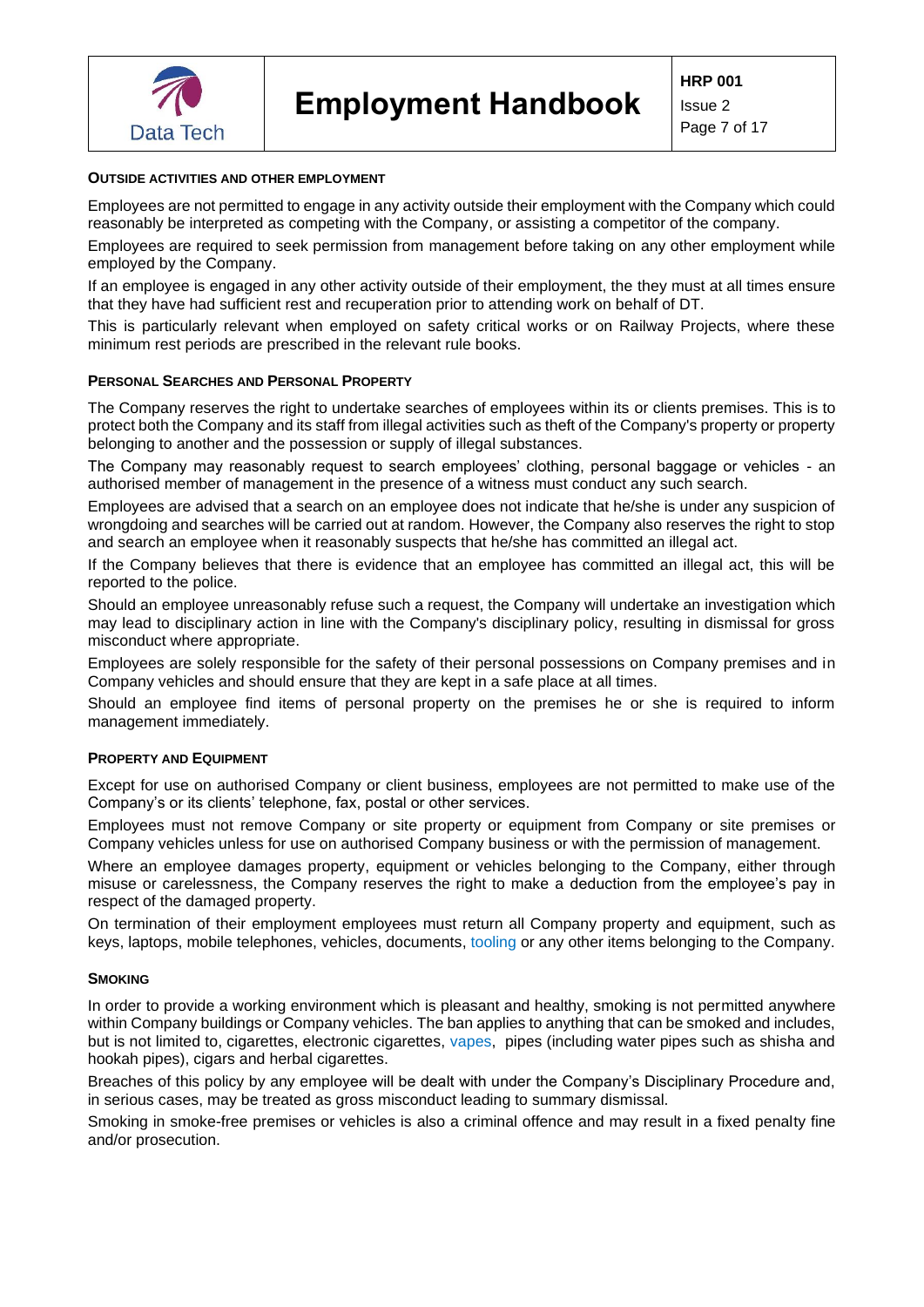## Outside Activities and Other Employment

Employees are not permitted to engage in any activity outside their employment with the Company which could reasonably be interpreted as competing with the Company, or assisting a competitor of the company.

Employees are required to seek permission from management before taking on any other employment while employed by the Company.

If an employee is engaged in any other activity outside of their employment, the they must at all times ensure that they have had sufficient rest and recuperation prior to attending work on behalf of DT.

This is particularly relevant when employed on safety critical works or on Railway Projects, where these minimum rest periods are prescribed in the relevant rule books.

## Personal Searches and Personal Property

The Company reserves the right to undertake searches of employees within its or clients premises. This is to protect both the Company and its staff from illegal activities such as theft of the Company's property or property belonging to another and the possession or supply of illegal substances.

The Company may reasonably request to search employees' clothing, personal baggage or vehicles - an authorised member of management in the presence of a witness must conduct any such search.

Employees are advised that a search on an employee does not indicate that he/she is under any suspicion of wrongdoing and searches will be carried out at random. However, the Company also reserves the right to stop and search an employee when it reasonably suspects that he/she has committed an illegal act.

If the Company believes that there is evidence that an employee has committed an illegal act, this will be reported to the police.

Should an employee unreasonably refuse such a request, the Company will undertake an investigation which may lead to disciplinary action in line with the Company's disciplinary policy, resulting in dismissal for gross misconduct where appropriate.

Employees are solely responsible for the safety of their personal possessions on Company premises and in Company vehicles and should ensure that they are kept in a safe place at all times.

Should an employee find items of personal property on the premises he or she is required to inform management immediately.

## Property and Equipment

Except for use on authorised Company or client business, employees are not permitted to make use of the Company's or its clients' telephone, fax, postal or other services.

Employees must not remove Company or site property or equipment from Company or site premises or Company vehicles unless for use on authorised Company business or with the permission of management.

Where an employee damages property, equipment or vehicles belonging to the Company, either through misuse or carelessness, the Company reserves the right to make a deduction from the employee's pay in respect of the damaged property.

On termination of their employment employees must return all Company property and equipment, such as keys, laptops, mobile telephones, vehicles, documents, tooling or any other items belonging to the Company.

## Smoking

In order to provide a working environment which is pleasant and healthy, smoking is not permitted anywhere within Company buildings or Company vehicles. The ban applies to anything that can be smoked and includes, but is not limited to, cigarettes, electronic cigarettes, vapes, pipes (including water pipes such as shisha and hookah pipes), cigars and herbal cigarettes.

Breaches of this policy by any employee will be dealt with under the Company's Disciplinary Procedure and, in serious cases, may be treated as gross misconduct leading to summary dismissal.

Smoking in smoke-free premises or vehicles is also a criminal offence and may result in a fixed penalty fine and/or prosecution.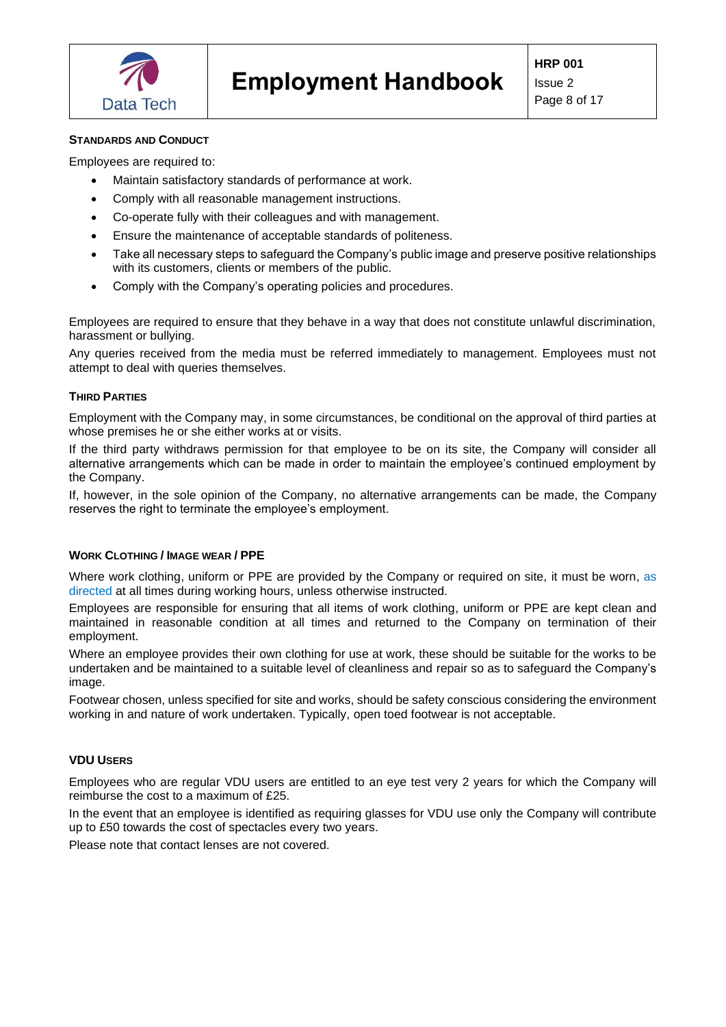## STANDARDS AND CONDUCT

Employees are required to:

- Maintain satisfactory standards of performance at work.
- Comply with all reasonable management instructions.
- Co-operate fully with their colleagues and with management.
- Ensure the maintenance of acceptable standards of politeness.
- Take all necessary steps to safeguard the Company's public image and preserve positive relationships with its customers, clients or members of the public.
- Comply with the Company's operating policies and procedures.

Employees are required to ensure that they behave in a way that does not constitute unlawful discrimination, harassment or bullying.

Any queries received from the media must be referred immediately to management. Employees must not attempt to deal with queries themselves.

## THIRD PARTIES

Employment with the Company may, in some circumstances, be conditional on the approval of third parties at whose premises he or she either works at or visits.

If the third party withdraws permission for that employee to be on its site, the Company will consider all alternative arrangements which can be made in order to maintain the employee's continued employment by the Company.

If, however, in the sole opinion of the Company, no alternative arrangements can be made, the Company reserves the right to terminate the employee's employment.

## WORK CLOTHING / IMAGE WEAR / PPE

Where work clothing, uniform or PPE are provided by the Company or required on site, it must be worn, as directed at all times during working hours, unless otherwise instructed.

Employees are responsible for ensuring that all items of work clothing, uniform or PPE are kept clean and maintained in reasonable condition at all times and returned to the Company on termination of their employment.

Where an employee provides their own clothing for use at work, these should be suitable for the works to be undertaken and be maintained to a suitable level of cleanliness and repair so as to safeguard the Company's image.

Footwear chosen, unless specified for site and works, should be safety conscious considering the environment working in and nature of work undertaken. Typically, open toed footwear is not acceptable.

## VDU USERS

Employees who are regular VDU users are entitled to an eye test very 2 years for which the Company will reimburse the cost to a maximum of £25.

In the event that an employee is identified as requiring glasses for VDU use only the Company will contribute up to £50 towards the cost of spectacles every two years.

Please note that contact lenses are not covered.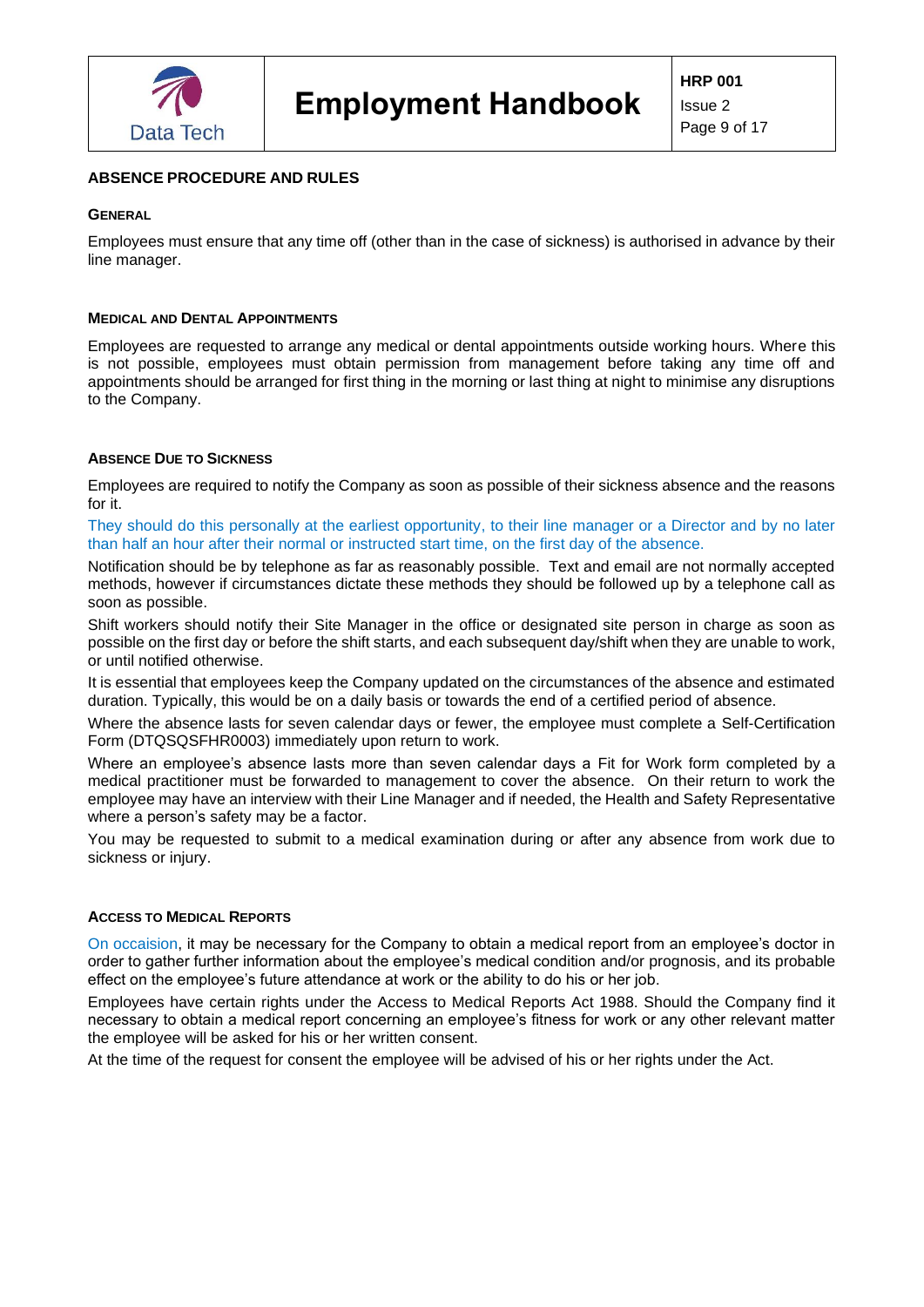## ABSENCE PROCEDURE AND RULES

### General

Employees must ensure that any time off (other than in the case of sickness) is authorised in advance by their line manager.

### Medical and Dental Appointments

Employees are requested to arrange any medical or dental appointments outside working hours. Where this is not possible, employees must obtain permission from management before taking any time off and appointments should be arranged for first thing in the morning or last thing at night to minimise any disruptions to the Company.

### Absence Due to Sickness

Employees are required to notify the Company as soon as possible of their sickness absence and the reasons for it.

They should do this personally at the earliest opportunity, to their line manager or a Director and by no later than half an hour after their normal or instructed start time, on the first day of the absence.

Notification should be by telephone as far as reasonably possible. Text and email are not normally accepted methods, however if circumstances dictate these methods they should be followed up by a telephone call as soon as possible.

Shift workers should notify their Site Manager in the office or designated site person in charge as soon as possible on the first day or before the shift starts, and each subsequent day/shift when they are unable to work, or until notified otherwise.

It is essential that employees keep the Company updated on the circumstances of the absence and estimated duration. Typically, this would be on a daily basis or towards the end of a certified period of absence.

Where the absence lasts for seven calendar days or fewer, the employee must complete a Self-Certification Form (DTQSQSFHR0003) immediately upon return to work.

Where an employee's absence lasts more than seven calendar days a Fit for Work form completed by a medical practitioner must be forwarded to management to cover the absence. On their return to work the employee may have an interview with their Line Manager and if needed, the Health and Safety Representative where a person's safety may be a factor.

You may be requested to submit to a medical examination during or after any absence from work due to sickness or injury.

### Access to Medical Reports

On occaision, it may be necessary for the Company to obtain a medical report from an employee's doctor in order to gather further information about the employee's medical condition and/or prognosis, and its probable effect on the employee's future attendance at work or the ability to do his or her job.

Employees have certain rights under the Access to Medical Reports Act 1988. Should the Company find it necessary to obtain a medical report concerning an employee's fitness for work or any other relevant matter the employee will be asked for his or her written consent.

At the time of the request for consent the employee will be advised of his or her rights under the Act.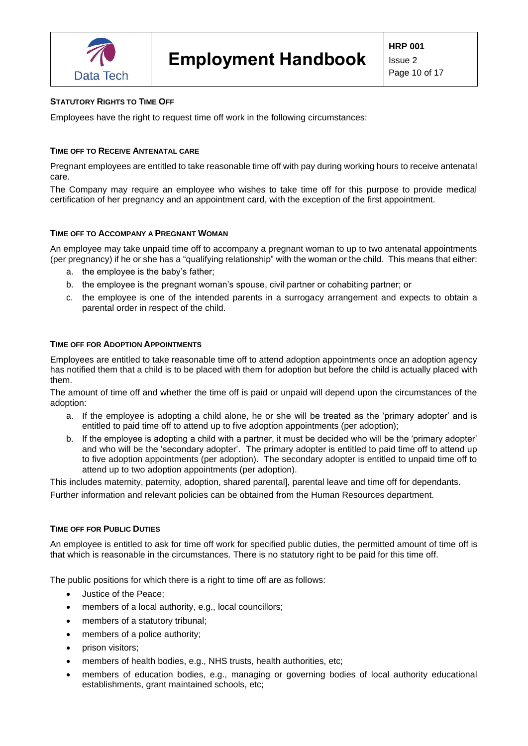### Statutory Rights to Time Off

Employees have the right to request time off work in the following circumstances:

#### Time off to Receive Antenatal care

Pregnant employees are entitled to take reasonable time off with pay during working hours to receive antenatal care.

The Company may require an employee who wishes to take time off for this purpose to provide medical certification of her pregnancy and an appointment card, with the exception of the first appointment.

#### Time off to Accompany a Pregnant Woman

An employee may take unpaid time off to accompany a pregnant woman to up to two antenatal appointments (per pregnancy) if he or she has a "qualifying relationship" with the woman or the child. This means that either:

a. the employee is the baby's father;
b. the employee is the pregnant woman's spouse, civil partner or cohabiting partner; or
c. the employee is one of the intended parents in a surrogacy arrangement and expects to obtain a parental order in respect of the child.

#### Time off for Adoption Appointments

Employees are entitled to take reasonable time off to attend adoption appointments once an adoption agency has notified them that a child is to be placed with them for adoption but before the child is actually placed with them.

The amount of time off and whether the time off is paid or unpaid will depend upon the circumstances of the adoption:

a. If the employee is adopting a child alone, he or she will be treated as the 'primary adopter' and is entitled to paid time off to attend up to five adoption appointments (per adoption);
b. If the employee is adopting a child with a partner, it must be decided who will be the 'primary adopter' and who will be the 'secondary adopter'. The primary adopter is entitled to paid time off to attend up to five adoption appointments (per adoption). The secondary adopter is entitled to unpaid time off to attend up to two adoption appointments (per adoption).

This includes maternity, paternity, adoption, shared parental], parental leave and time off for dependants.

Further information and relevant policies can be obtained from the Human Resources department.

#### Time off for Public Duties

An employee is entitled to ask for time off work for specified public duties, the permitted amount of time off is that which is reasonable in the circumstances. There is no statutory right to be paid for this time off.

The public positions for which there is a right to time off are as follows:

- Justice of the Peace;
- members of a local authority, e.g., local councillors;
- members of a statutory tribunal;
- members of a police authority;
- prison visitors;
- members of health bodies, e.g., NHS trusts, health authorities, etc;
- members of education bodies, e.g., managing or governing bodies of local authority educational establishments, grant maintained schools, etc;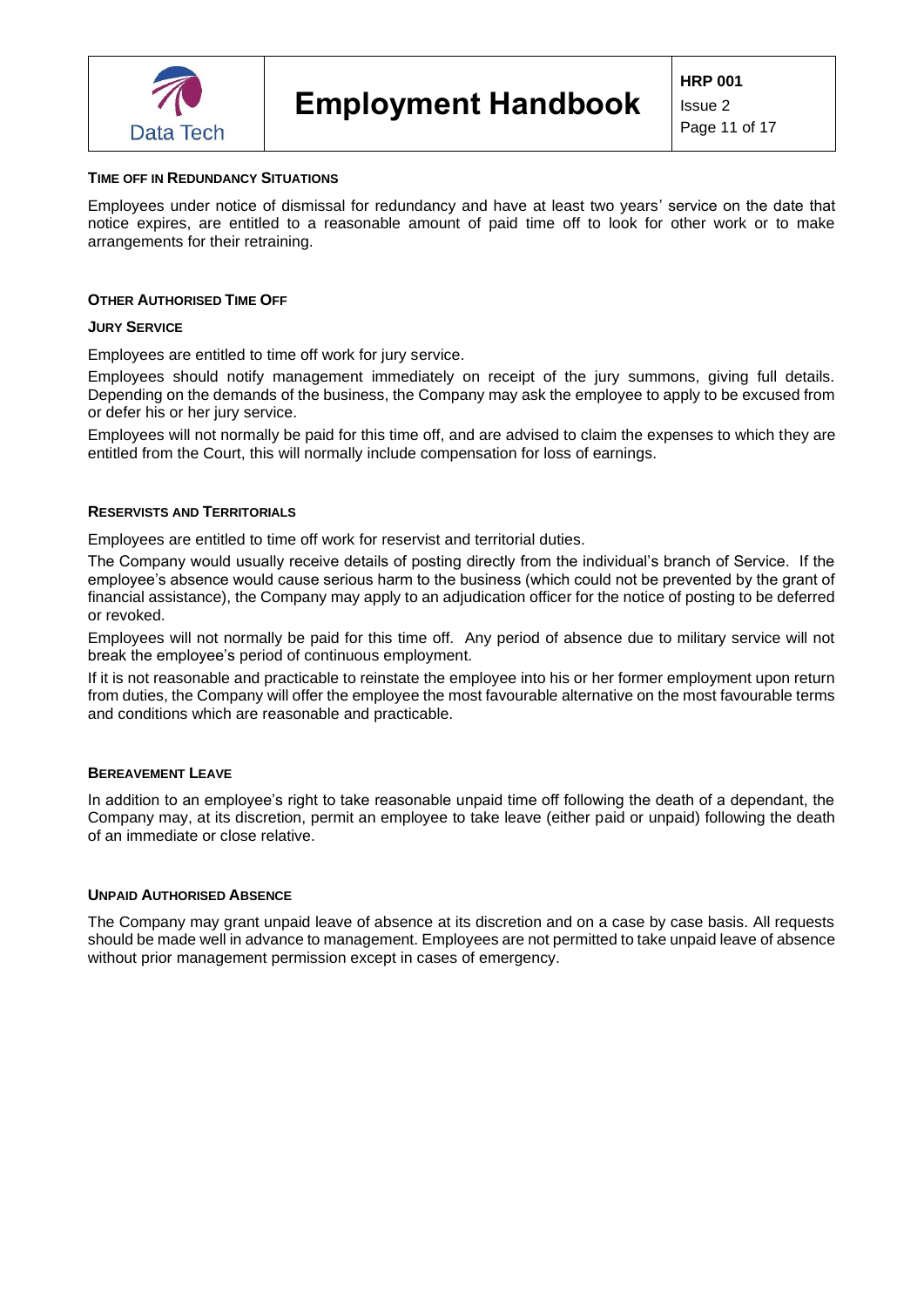### Time off in Redundancy Situations

Employees under notice of dismissal for redundancy and have at least two years' service on the date that notice expires, are entitled to a reasonable amount of paid time off to look for other work or to make arrangements for their retraining.

### Other Authorised Time Off

#### Jury Service

Employees are entitled to time off work for jury service.

Employees should notify management immediately on receipt of the jury summons, giving full details. Depending on the demands of the business, the Company may ask the employee to apply to be excused from or defer his or her jury service.

Employees will not normally be paid for this time off, and are advised to claim the expenses to which they are entitled from the Court, this will normally include compensation for loss of earnings.

### Reservists and Territorials

Employees are entitled to time off work for reservist and territorial duties.

The Company would usually receive details of posting directly from the individual's branch of Service. If the employee's absence would cause serious harm to the business (which could not be prevented by the grant of financial assistance), the Company may apply to an adjudication officer for the notice of posting to be deferred or revoked.

Employees will not normally be paid for this time off. Any period of absence due to military service will not break the employee's period of continuous employment.

If it is not reasonable and practicable to reinstate the employee into his or her former employment upon return from duties, the Company will offer the employee the most favourable alternative on the most favourable terms and conditions which are reasonable and practicable.

### Bereavement Leave

In addition to an employee's right to take reasonable unpaid time off following the death of a dependant, the Company may, at its discretion, permit an employee to take leave (either paid or unpaid) following the death of an immediate or close relative.

### Unpaid Authorised Absence

The Company may grant unpaid leave of absence at its discretion and on a case by case basis. All requests should be made well in advance to management. Employees are not permitted to take unpaid leave of absence without prior management permission except in cases of emergency.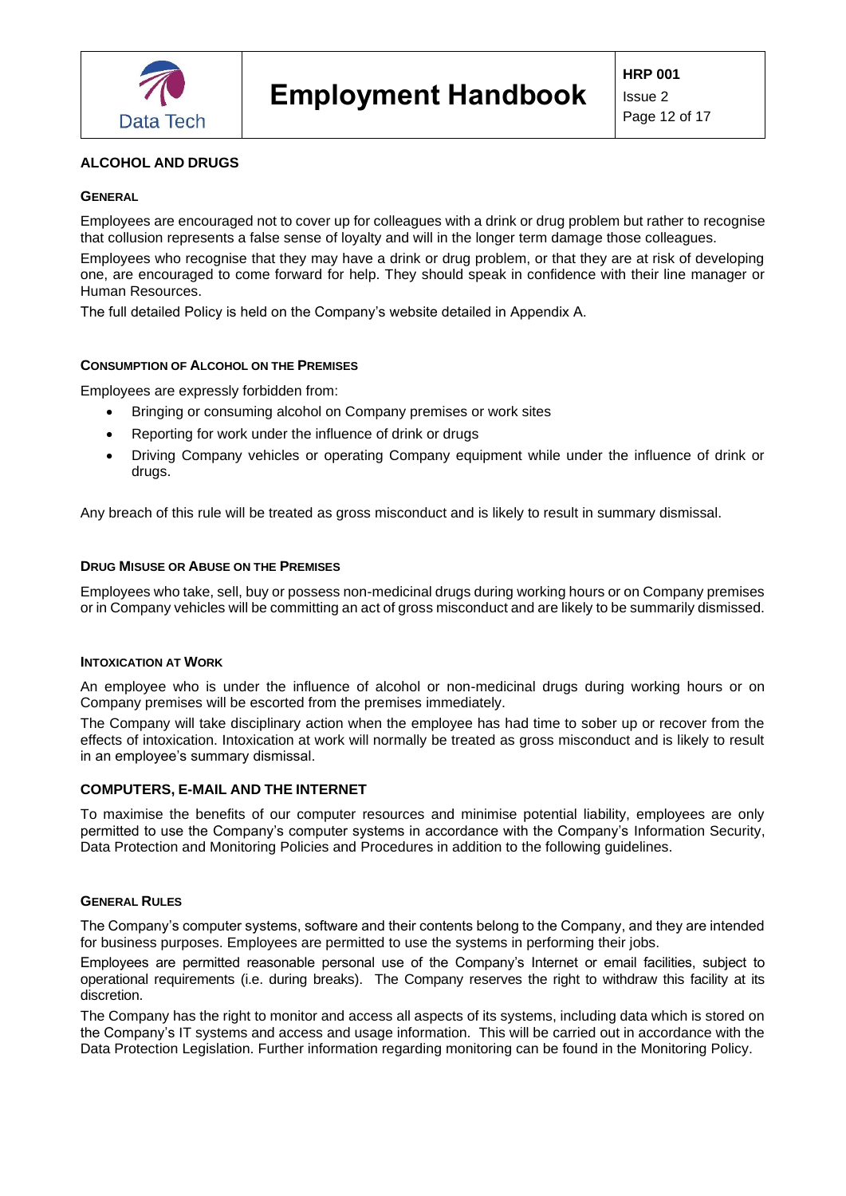## ALCOHOL AND DRUGS

### General

Employees are encouraged not to cover up for colleagues with a drink or drug problem but rather to recognise that collusion represents a false sense of loyalty and will in the longer term damage those colleagues.

Employees who recognise that they may have a drink or drug problem, or that they are at risk of developing one, are encouraged to come forward for help. They should speak in confidence with their line manager or Human Resources.

The full detailed Policy is held on the Company's website detailed in Appendix A.

### Consumption of Alcohol on the Premises

Employees are expressly forbidden from:

- Bringing or consuming alcohol on Company premises or work sites
- Reporting for work under the influence of drink or drugs
- Driving Company vehicles or operating Company equipment while under the influence of drink or drugs.

Any breach of this rule will be treated as gross misconduct and is likely to result in summary dismissal.

### Drug Misuse or Abuse on the Premises

Employees who take, sell, buy or possess non-medicinal drugs during working hours or on Company premises or in Company vehicles will be committing an act of gross misconduct and are likely to be summarily dismissed.

### Intoxication at Work

An employee who is under the influence of alcohol or non-medicinal drugs during working hours or on Company premises will be escorted from the premises immediately.

The Company will take disciplinary action when the employee has had time to sober up or recover from the effects of intoxication. Intoxication at work will normally be treated as gross misconduct and is likely to result in an employee's summary dismissal.

## COMPUTERS, E-MAIL AND THE INTERNET

To maximise the benefits of our computer resources and minimise potential liability, employees are only permitted to use the Company's computer systems in accordance with the Company's Information Security, Data Protection and Monitoring Policies and Procedures in addition to the following guidelines.

### General Rules

The Company's computer systems, software and their contents belong to the Company, and they are intended for business purposes. Employees are permitted to use the systems in performing their jobs.

Employees are permitted reasonable personal use of the Company's Internet or email facilities, subject to operational requirements (i.e. during breaks). The Company reserves the right to withdraw this facility at its discretion.

The Company has the right to monitor and access all aspects of its systems, including data which is stored on the Company's IT systems and access and usage information. This will be carried out in accordance with the Data Protection Legislation. Further information regarding monitoring can be found in the Monitoring Policy.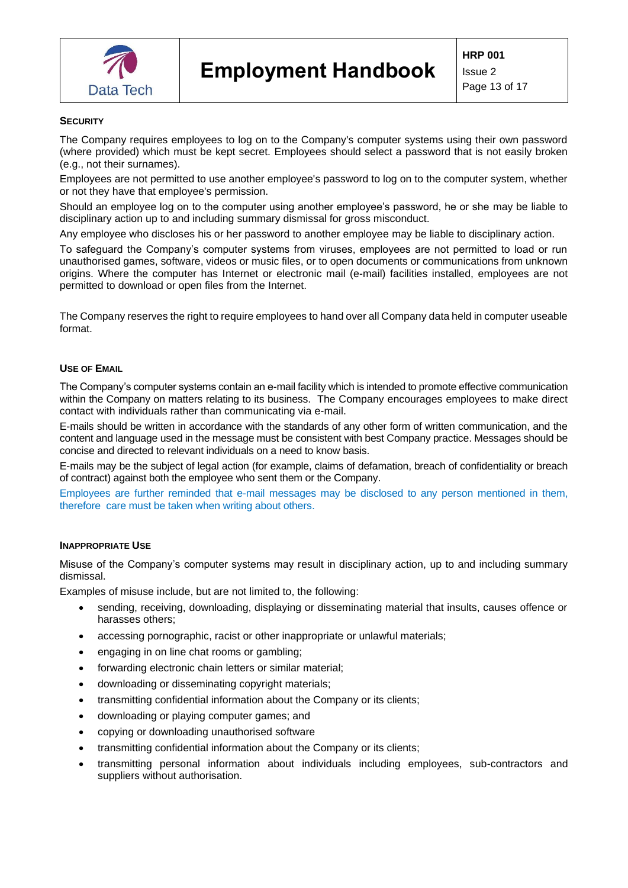### SECURITY

The Company requires employees to log on to the Company's computer systems using their own password (where provided) which must be kept secret. Employees should select a password that is not easily broken (e.g., not their surnames).

Employees are not permitted to use another employee's password to log on to the computer system, whether or not they have that employee's permission.

Should an employee log on to the computer using another employee's password, he or she may be liable to disciplinary action up to and including summary dismissal for gross misconduct.

Any employee who discloses his or her password to another employee may be liable to disciplinary action.

To safeguard the Company's computer systems from viruses, employees are not permitted to load or run unauthorised games, software, videos or music files, or to open documents or communications from unknown origins. Where the computer has Internet or electronic mail (e-mail) facilities installed, employees are not permitted to download or open files from the Internet.

The Company reserves the right to require employees to hand over all Company data held in computer useable format.

### USE OF EMAIL

The Company's computer systems contain an e-mail facility which is intended to promote effective communication within the Company on matters relating to its business. The Company encourages employees to make direct contact with individuals rather than communicating via e-mail.

E-mails should be written in accordance with the standards of any other form of written communication, and the content and language used in the message must be consistent with best Company practice. Messages should be concise and directed to relevant individuals on a need to know basis.

E-mails may be the subject of legal action (for example, claims of defamation, breach of confidentiality or breach of contract) against both the employee who sent them or the Company.

Employees are further reminded that e-mail messages may be disclosed to any person mentioned in them, therefore care must be taken when writing about others.

### INAPPROPRIATE USE

Misuse of the Company's computer systems may result in disciplinary action, up to and including summary dismissal.

Examples of misuse include, but are not limited to, the following:

- sending, receiving, downloading, displaying or disseminating material that insults, causes offence or harasses others;
- accessing pornographic, racist or other inappropriate or unlawful materials;
- engaging in on line chat rooms or gambling;
- forwarding electronic chain letters or similar material;
- downloading or disseminating copyright materials;
- transmitting confidential information about the Company or its clients;
- downloading or playing computer games; and
- copying or downloading unauthorised software
- transmitting confidential information about the Company or its clients;
- transmitting personal information about individuals including employees, sub-contractors and suppliers without authorisation.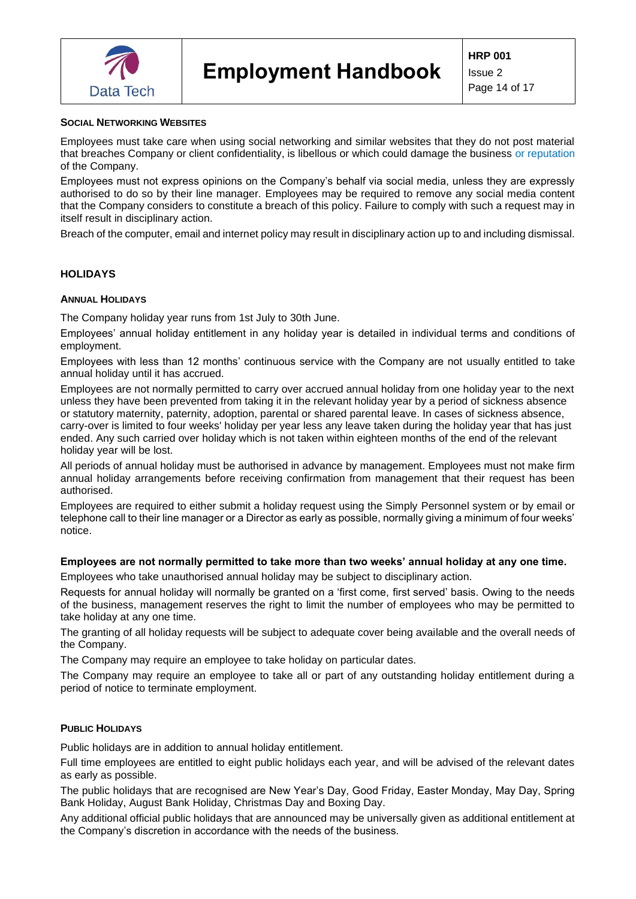### Social Networking Websites

Employees must take care when using social networking and similar websites that they do not post material that breaches Company or client confidentiality, is libellous or which could damage the business or reputation of the Company.

Employees must not express opinions on the Company's behalf via social media, unless they are expressly authorised to do so by their line manager. Employees may be required to remove any social media content that the Company considers to constitute a breach of this policy. Failure to comply with such a request may in itself result in disciplinary action.

Breach of the computer, email and internet policy may result in disciplinary action up to and including dismissal.

## HOLIDAYS

### Annual Holidays

The Company holiday year runs from 1st July to 30th June.

Employees' annual holiday entitlement in any holiday year is detailed in individual terms and conditions of employment.

Employees with less than 12 months' continuous service with the Company are not usually entitled to take annual holiday until it has accrued.

Employees are not normally permitted to carry over accrued annual holiday from one holiday year to the next unless they have been prevented from taking it in the relevant holiday year by a period of sickness absence or statutory maternity, paternity, adoption, parental or shared parental leave. In cases of sickness absence, carry-over is limited to four weeks' holiday per year less any leave taken during the holiday year that has just ended. Any such carried over holiday which is not taken within eighteen months of the end of the relevant holiday year will be lost.

All periods of annual holiday must be authorised in advance by management. Employees must not make firm annual holiday arrangements before receiving confirmation from management that their request has been authorised.

Employees are required to either submit a holiday request using the Simply Personnel system or by email or telephone call to their line manager or a Director as early as possible, normally giving a minimum of four weeks' notice.

**Employees are not normally permitted to take more than two weeks' annual holiday at any one time.**

Employees who take unauthorised annual holiday may be subject to disciplinary action.

Requests for annual holiday will normally be granted on a 'first come, first served' basis. Owing to the needs of the business, management reserves the right to limit the number of employees who may be permitted to take holiday at any one time.

The granting of all holiday requests will be subject to adequate cover being available and the overall needs of the Company.

The Company may require an employee to take holiday on particular dates.

The Company may require an employee to take all or part of any outstanding holiday entitlement during a period of notice to terminate employment.

### Public Holidays

Public holidays are in addition to annual holiday entitlement.

Full time employees are entitled to eight public holidays each year, and will be advised of the relevant dates as early as possible.

The public holidays that are recognised are New Year's Day, Good Friday, Easter Monday, May Day, Spring Bank Holiday, August Bank Holiday, Christmas Day and Boxing Day.

Any additional official public holidays that are announced may be universally given as additional entitlement at the Company's discretion in accordance with the needs of the business.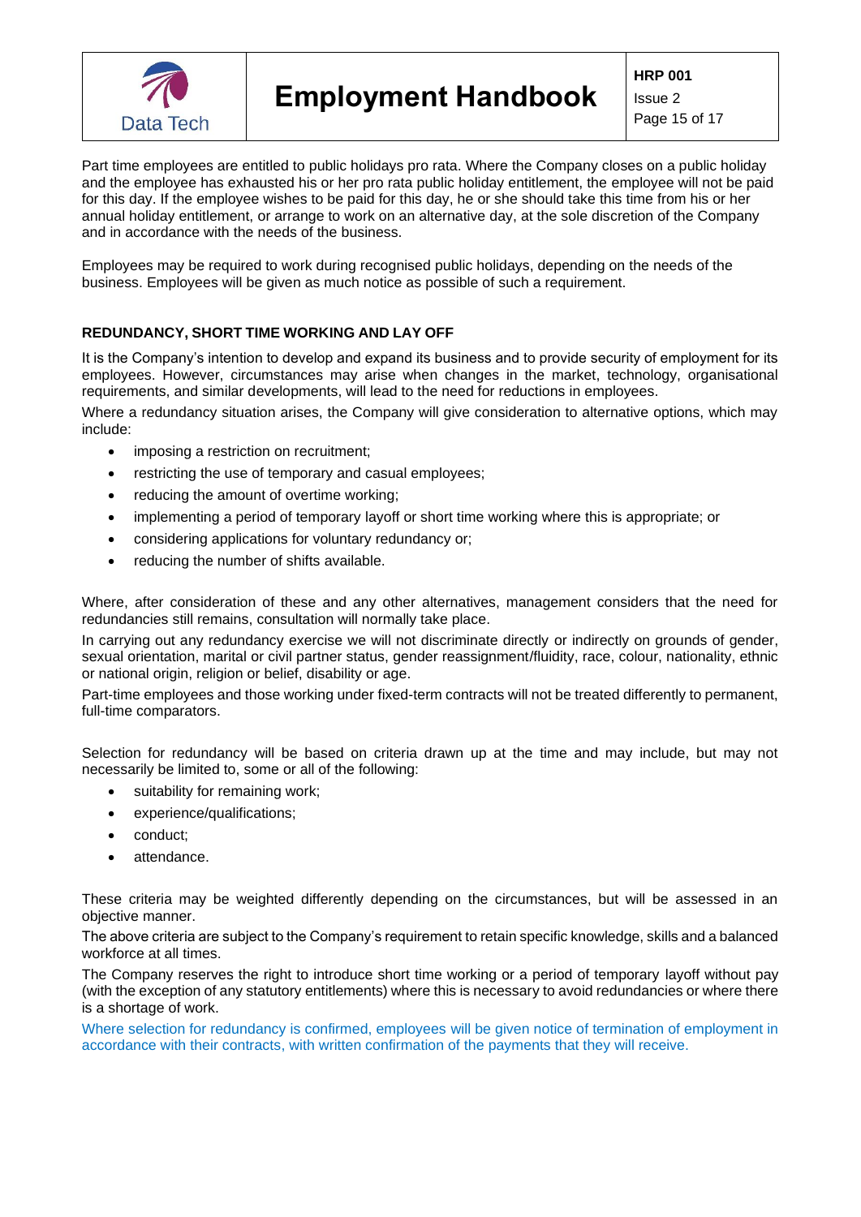Part time employees are entitled to public holidays pro rata. Where the Company closes on a public holiday and the employee has exhausted his or her pro rata public holiday entitlement, the employee will not be paid for this day. If the employee wishes to be paid for this day, he or she should take this time from his or her annual holiday entitlement, or arrange to work on an alternative day, at the sole discretion of the Company and in accordance with the needs of the business.

Employees may be required to work during recognised public holidays, depending on the needs of the business. Employees will be given as much notice as possible of such a requirement.

**REDUNDANCY, SHORT TIME WORKING AND LAY OFF**

It is the Company's intention to develop and expand its business and to provide security of employment for its employees. However, circumstances may arise when changes in the market, technology, organisational requirements, and similar developments, will lead to the need for reductions in employees.

Where a redundancy situation arises, the Company will give consideration to alternative options, which may include:

- imposing a restriction on recruitment;
- restricting the use of temporary and casual employees;
- reducing the amount of overtime working;
- implementing a period of temporary layoff or short time working where this is appropriate; or
- considering applications for voluntary redundancy or;
- reducing the number of shifts available.

Where, after consideration of these and any other alternatives, management considers that the need for redundancies still remains, consultation will normally take place.

In carrying out any redundancy exercise we will not discriminate directly or indirectly on grounds of gender, sexual orientation, marital or civil partner status, gender reassignment/fluidity, race, colour, nationality, ethnic or national origin, religion or belief, disability or age.

Part-time employees and those working under fixed-term contracts will not be treated differently to permanent, full-time comparators.

Selection for redundancy will be based on criteria drawn up at the time and may include, but may not necessarily be limited to, some or all of the following:

- suitability for remaining work;
- experience/qualifications;
- conduct;
- attendance.

These criteria may be weighted differently depending on the circumstances, but will be assessed in an objective manner.

The above criteria are subject to the Company's requirement to retain specific knowledge, skills and a balanced workforce at all times.

The Company reserves the right to introduce short time working or a period of temporary layoff without pay (with the exception of any statutory entitlements) where this is necessary to avoid redundancies or where there is a shortage of work.

Where selection for redundancy is confirmed, employees will be given notice of termination of employment in accordance with their contracts, with written confirmation of the payments that they will receive.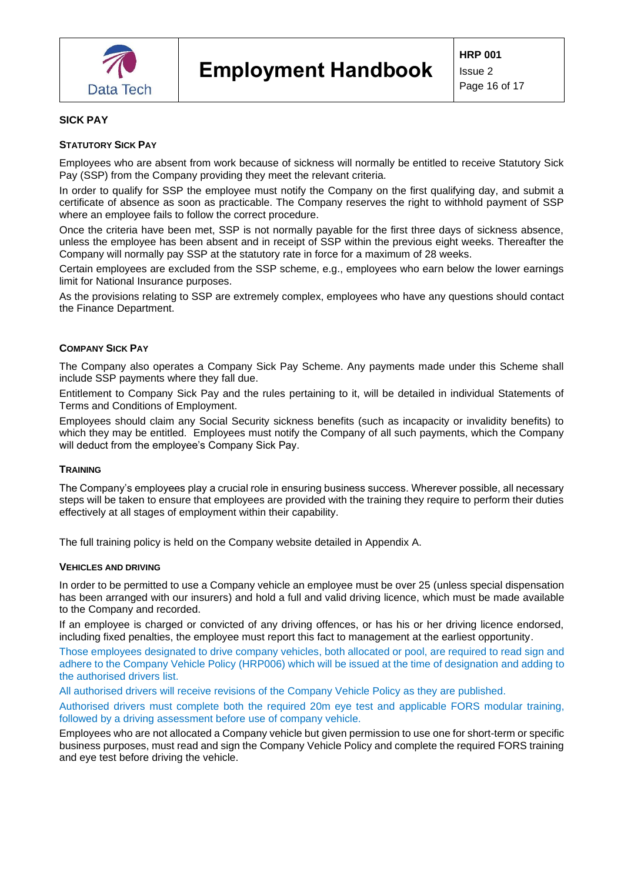## SICK PAY

### Statutory Sick Pay

Employees who are absent from work because of sickness will normally be entitled to receive Statutory Sick Pay (SSP) from the Company providing they meet the relevant criteria.

In order to qualify for SSP the employee must notify the Company on the first qualifying day, and submit a certificate of absence as soon as practicable. The Company reserves the right to withhold payment of SSP where an employee fails to follow the correct procedure.

Once the criteria have been met, SSP is not normally payable for the first three days of sickness absence, unless the employee has been absent and in receipt of SSP within the previous eight weeks. Thereafter the Company will normally pay SSP at the statutory rate in force for a maximum of 28 weeks.

Certain employees are excluded from the SSP scheme, e.g., employees who earn below the lower earnings limit for National Insurance purposes.

As the provisions relating to SSP are extremely complex, employees who have any questions should contact the Finance Department.

### Company Sick Pay

The Company also operates a Company Sick Pay Scheme. Any payments made under this Scheme shall include SSP payments where they fall due.

Entitlement to Company Sick Pay and the rules pertaining to it, will be detailed in individual Statements of Terms and Conditions of Employment.

Employees should claim any Social Security sickness benefits (such as incapacity or invalidity benefits) to which they may be entitled. Employees must notify the Company of all such payments, which the Company will deduct from the employee's Company Sick Pay.

### Training

The Company's employees play a crucial role in ensuring business success. Wherever possible, all necessary steps will be taken to ensure that employees are provided with the training they require to perform their duties effectively at all stages of employment within their capability.

The full training policy is held on the Company website detailed in Appendix A.

### Vehicles and Driving

In order to be permitted to use a Company vehicle an employee must be over 25 (unless special dispensation has been arranged with our insurers) and hold a full and valid driving licence, which must be made available to the Company and recorded.

If an employee is charged or convicted of any driving offences, or has his or her driving licence endorsed, including fixed penalties, the employee must report this fact to management at the earliest opportunity.

Those employees designated to drive company vehicles, both allocated or pool, are required to read sign and adhere to the Company Vehicle Policy (HRP006) which will be issued at the time of designation and adding to the authorised drivers list.

All authorised drivers will receive revisions of the Company Vehicle Policy as they are published.

Authorised drivers must complete both the required 20m eye test and applicable FORS modular training, followed by a driving assessment before use of company vehicle.

Employees who are not allocated a Company vehicle but given permission to use one for short-term or specific business purposes, must read and sign the Company Vehicle Policy and complete the required FORS training and eye test before driving the vehicle.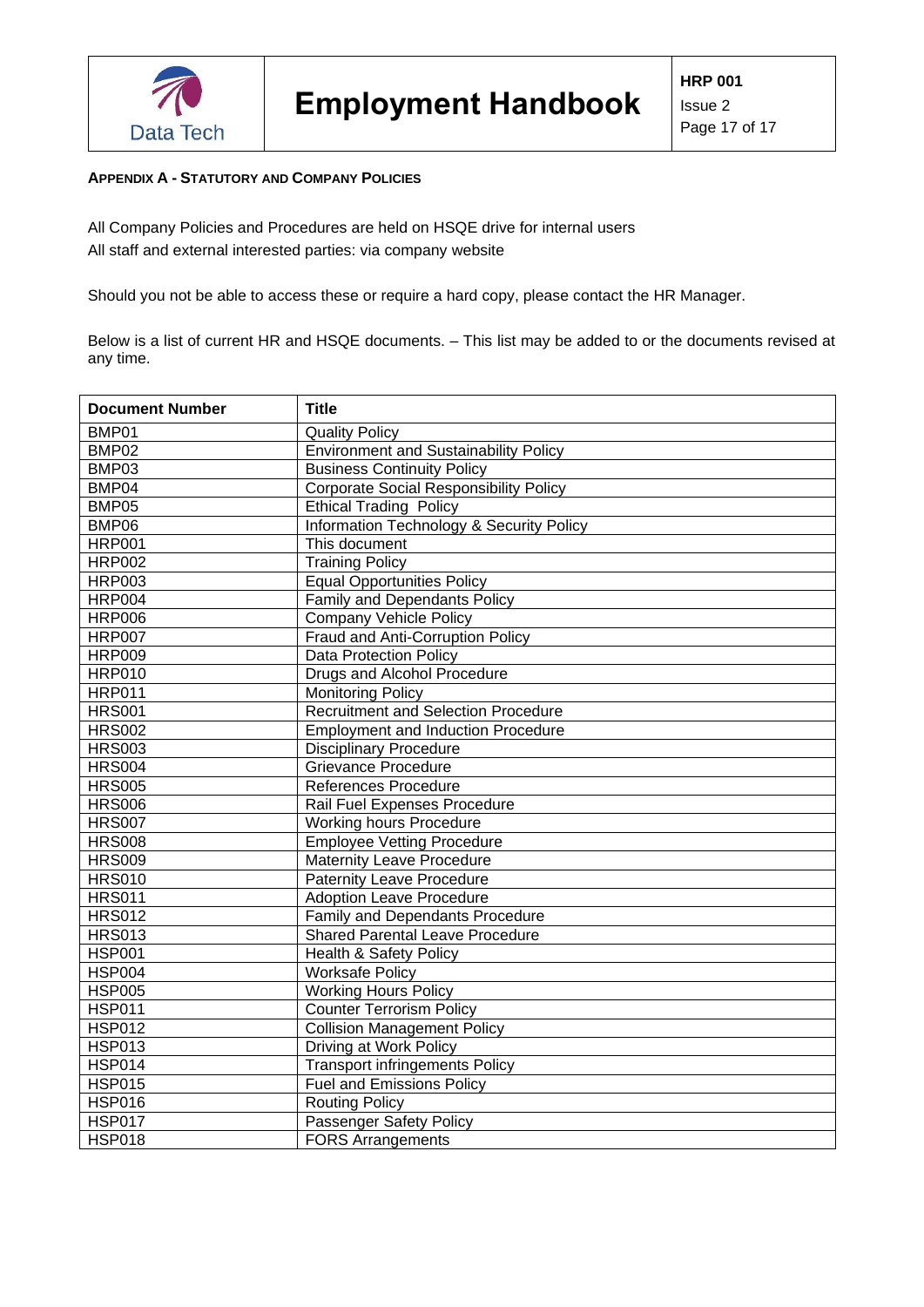## APPENDIX A - STATUTORY AND COMPANY POLICIES

All Company Policies and Procedures are held on HSQE drive for internal users
All staff and external interested parties: via company website

Should you not be able to access these or require a hard copy, please contact the HR Manager.

Below is a list of current HR and HSQE documents. – This list may be added to or the documents revised at any time.

| Document Number | Title |
|---|---|
| BMP01 | Quality Policy |
| BMP02 | Environment and Sustainability Policy |
| BMP03 | Business Continuity Policy |
| BMP04 | Corporate Social Responsibility Policy |
| BMP05 | Ethical Trading Policy |
| BMP06 | Information Technology & Security Policy |
| HRP001 | This document |
| HRP002 | Training Policy |
| HRP003 | Equal Opportunities Policy |
| HRP004 | Family and Dependants Policy |
| HRP006 | Company Vehicle Policy |
| HRP007 | Fraud and Anti-Corruption Policy |
| HRP009 | Data Protection Policy |
| HRP010 | Drugs and Alcohol Procedure |
| HRP011 | Monitoring Policy |
| HRS001 | Recruitment and Selection Procedure |
| HRS002 | Employment and Induction Procedure |
| HRS003 | Disciplinary Procedure |
| HRS004 | Grievance Procedure |
| HRS005 | References Procedure |
| HRS006 | Rail Fuel Expenses Procedure |
| HRS007 | Working hours Procedure |
| HRS008 | Employee Vetting Procedure |
| HRS009 | Maternity Leave Procedure |
| HRS010 | Paternity Leave Procedure |
| HRS011 | Adoption Leave Procedure |
| HRS012 | Family and Dependants Procedure |
| HRS013 | Shared Parental Leave Procedure |
| HSP001 | Health & Safety Policy |
| HSP004 | Worksafe Policy |
| HSP005 | Working Hours Policy |
| HSP011 | Counter Terrorism Policy |
| HSP012 | Collision Management Policy |
| HSP013 | Driving at Work Policy |
| HSP014 | Transport infringements Policy |
| HSP015 | Fuel and Emissions Policy |
| HSP016 | Routing Policy |
| HSP017 | Passenger Safety Policy |
| HSP018 | FORS Arrangements |